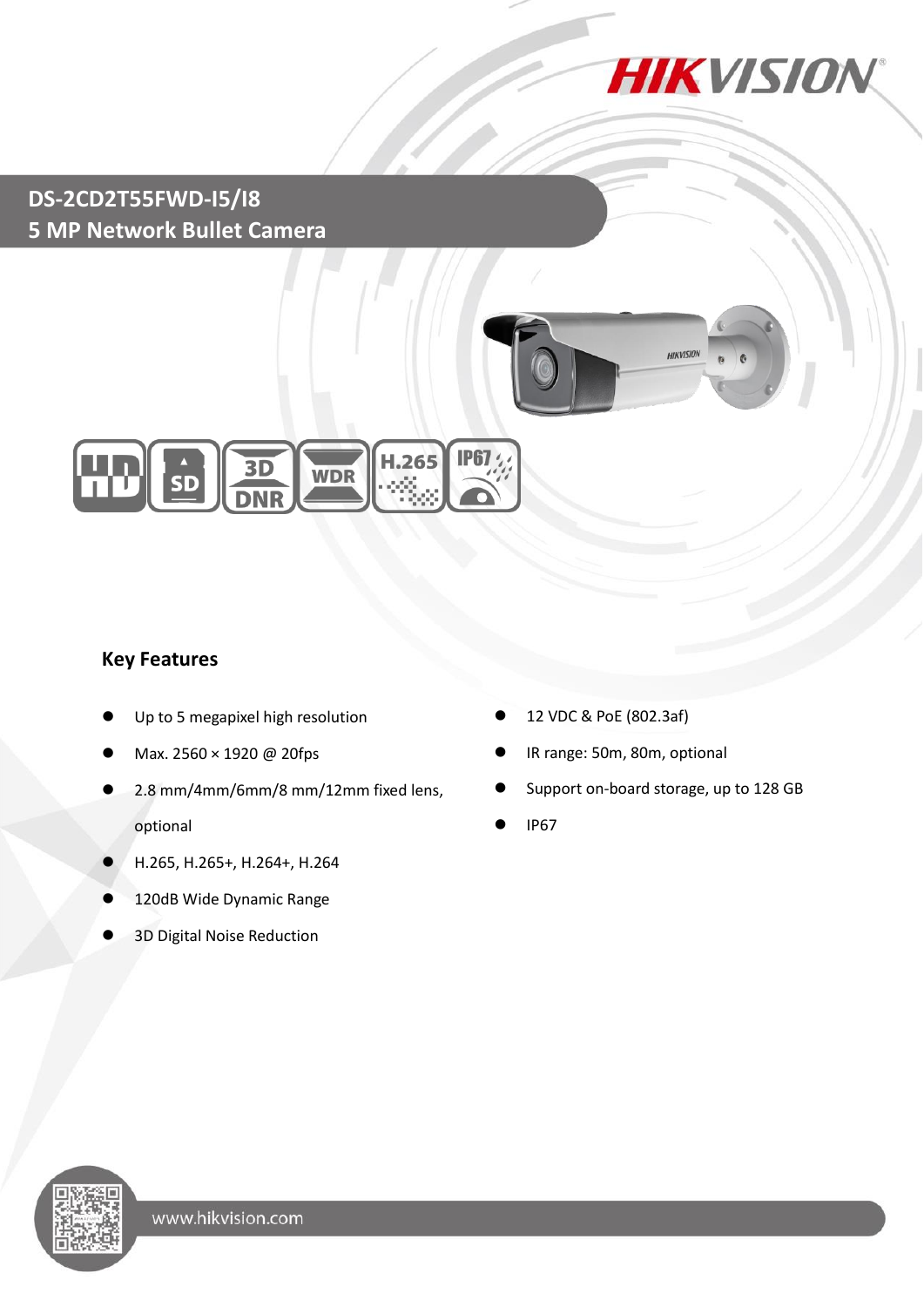# DS-2CD2T55FWD-I5/I8

## 5 MP Network Bullet Camera

### Key Features

- Up to 5 megapixel high resolution
- Max. 2560 × 1920 @ 20fps
- 2.8 mm/4mm/6mm/8 mm/12mm fixed lens, optional
- H.265, H.265+, H.264+, H.264
- 120dB Wide Dynamic Range
- 3D Digital Noise Reduction
- 12 VDC & PoE (802.3af)
- IR range: 50m, 80m, optional
- Support on-board storage, up to 128 GB
- IP67

www.hikvision.com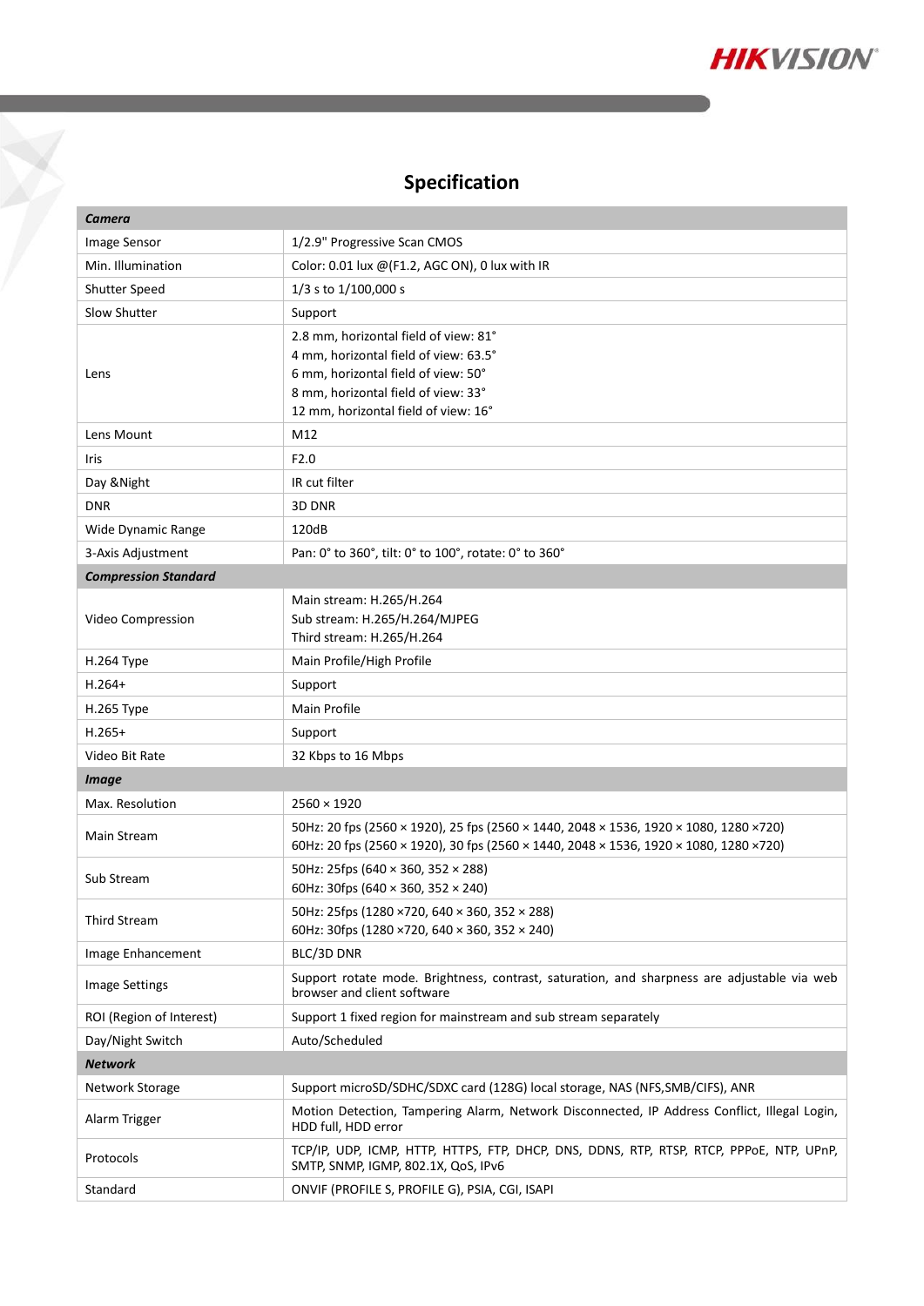## Specification

| *Camera* | |
|---|---|
| Image Sensor | 1/2.9" Progressive Scan CMOS |
| Min. Illumination | Color: 0.01 lux @(F1.2, AGC ON), 0 lux with IR |
| Shutter Speed | 1/3 s to 1/100,000 s |
| Slow Shutter | Support |
| Lens | 2.8 mm, horizontal field of view: 81°<br>4 mm, horizontal field of view: 63.5°<br>6 mm, horizontal field of view: 50°<br>8 mm, horizontal field of view: 33°<br>12 mm, horizontal field of view: 16° |
| Lens Mount | M12 |
| Iris | F2.0 |
| Day &Night | IR cut filter |
| DNR | 3D DNR |
| Wide Dynamic Range | 120dB |
| 3-Axis Adjustment | Pan: 0° to 360°, tilt: 0° to 100°, rotate: 0° to 360° |
| ***Compression Standard*** | |
| Video Compression | Main stream: H.265/H.264<br>Sub stream: H.265/H.264/MJPEG<br>Third stream: H.265/H.264 |
| H.264 Type | Main Profile/High Profile |
| H.264+ | Support |
| H.265 Type | Main Profile |
| H.265+ | Support |
| Video Bit Rate | 32 Kbps to 16 Mbps |
| ***Image*** | |
| Max. Resolution | 2560 × 1920 |
| Main Stream | 50Hz: 20 fps (2560 × 1920), 25 fps (2560 × 1440, 2048 × 1536, 1920 × 1080, 1280 ×720)<br>60Hz: 20 fps (2560 × 1920), 30 fps (2560 × 1440, 2048 × 1536, 1920 × 1080, 1280 ×720) |
| Sub Stream | 50Hz: 25fps (640 × 360, 352 × 288)<br>60Hz: 30fps (640 × 360, 352 × 240) |
| Third Stream | 50Hz: 25fps (1280 ×720, 640 × 360, 352 × 288)<br>60Hz: 30fps (1280 ×720, 640 × 360, 352 × 240) |
| Image Enhancement | BLC/3D DNR |
| Image Settings | Support rotate mode. Brightness, contrast, saturation, and sharpness are adjustable via web browser and client software |
| ROI (Region of Interest) | Support 1 fixed region for mainstream and sub stream separately |
| Day/Night Switch | Auto/Scheduled |
| ***Network*** | |
| Network Storage | Support microSD/SDHC/SDXC card (128G) local storage, NAS (NFS,SMB/CIFS), ANR |
| Alarm Trigger | Motion Detection, Tampering Alarm, Network Disconnected, IP Address Conflict, Illegal Login, HDD full, HDD error |
| Protocols | TCP/IP, UDP, ICMP, HTTP, HTTPS, FTP, DHCP, DNS, DDNS, RTP, RTSP, RTCP, PPPoE, NTP, UPnP, SMTP, SNMP, IGMP, 802.1X, QoS, IPv6 |
| Standard | ONVIF (PROFILE S, PROFILE G), PSIA, CGI, ISAPI |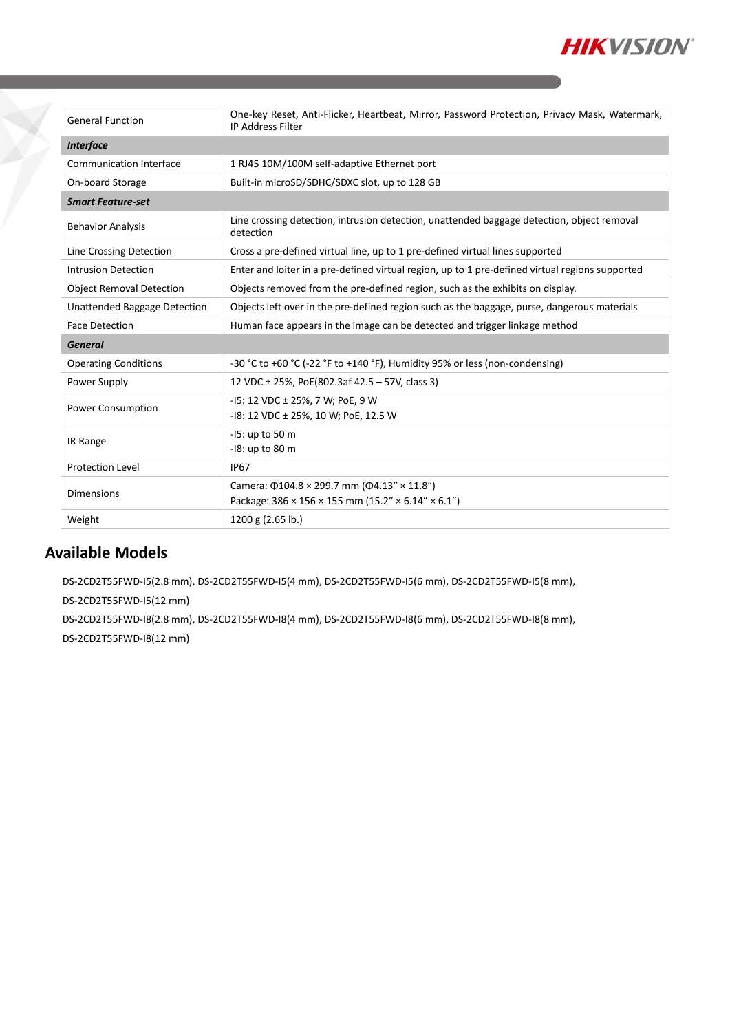| | |
|---|---|
| General Function | One-key Reset, Anti-Flicker, Heartbeat, Mirror, Password Protection, Privacy Mask, Watermark, IP Address Filter |
| ***Interface*** | |
| Communication Interface | 1 RJ45 10M/100M self-adaptive Ethernet port |
| On-board Storage | Built-in microSD/SDHC/SDXC slot, up to 128 GB |
| ***Smart Feature-set*** | |
| Behavior Analysis | Line crossing detection, intrusion detection, unattended baggage detection, object removal detection |
| Line Crossing Detection | Cross a pre-defined virtual line, up to 1 pre-defined virtual lines supported |
| Intrusion Detection | Enter and loiter in a pre-defined virtual region, up to 1 pre-defined virtual regions supported |
| Object Removal Detection | Objects removed from the pre-defined region, such as the exhibits on display. |
| Unattended Baggage Detection | Objects left over in the pre-defined region such as the baggage, purse, dangerous materials |
| Face Detection | Human face appears in the image can be detected and trigger linkage method |
| ***General*** | |
| Operating Conditions | -30 °C to +60 °C (-22 °F to +140 °F), Humidity 95% or less (non-condensing) |
| Power Supply | 12 VDC ± 25%, PoE(802.3af 42.5 – 57V, class 3) |
| Power Consumption | -I5: 12 VDC ± 25%, 7 W; PoE, 9 W<br>-I8: 12 VDC ± 25%, 10 W; PoE, 12.5 W |
| IR Range | -I5: up to 50 m<br>-I8: up to 80 m |
| Protection Level | IP67 |
| Dimensions | Camera: Φ104.8 × 299.7 mm (Φ4.13" × 11.8")<br>Package: 386 × 156 × 155 mm (15.2" × 6.14" × 6.1") |
| Weight | 1200 g (2.65 lb.) |

## Available Models

DS-2CD2T55FWD-I5(2.8 mm), DS-2CD2T55FWD-I5(4 mm), DS-2CD2T55FWD-I5(6 mm), DS-2CD2T55FWD-I5(8 mm), DS-2CD2T55FWD-I5(12 mm)

DS-2CD2T55FWD-I8(2.8 mm), DS-2CD2T55FWD-I8(4 mm), DS-2CD2T55FWD-I8(6 mm), DS-2CD2T55FWD-I8(8 mm), DS-2CD2T55FWD-I8(12 mm)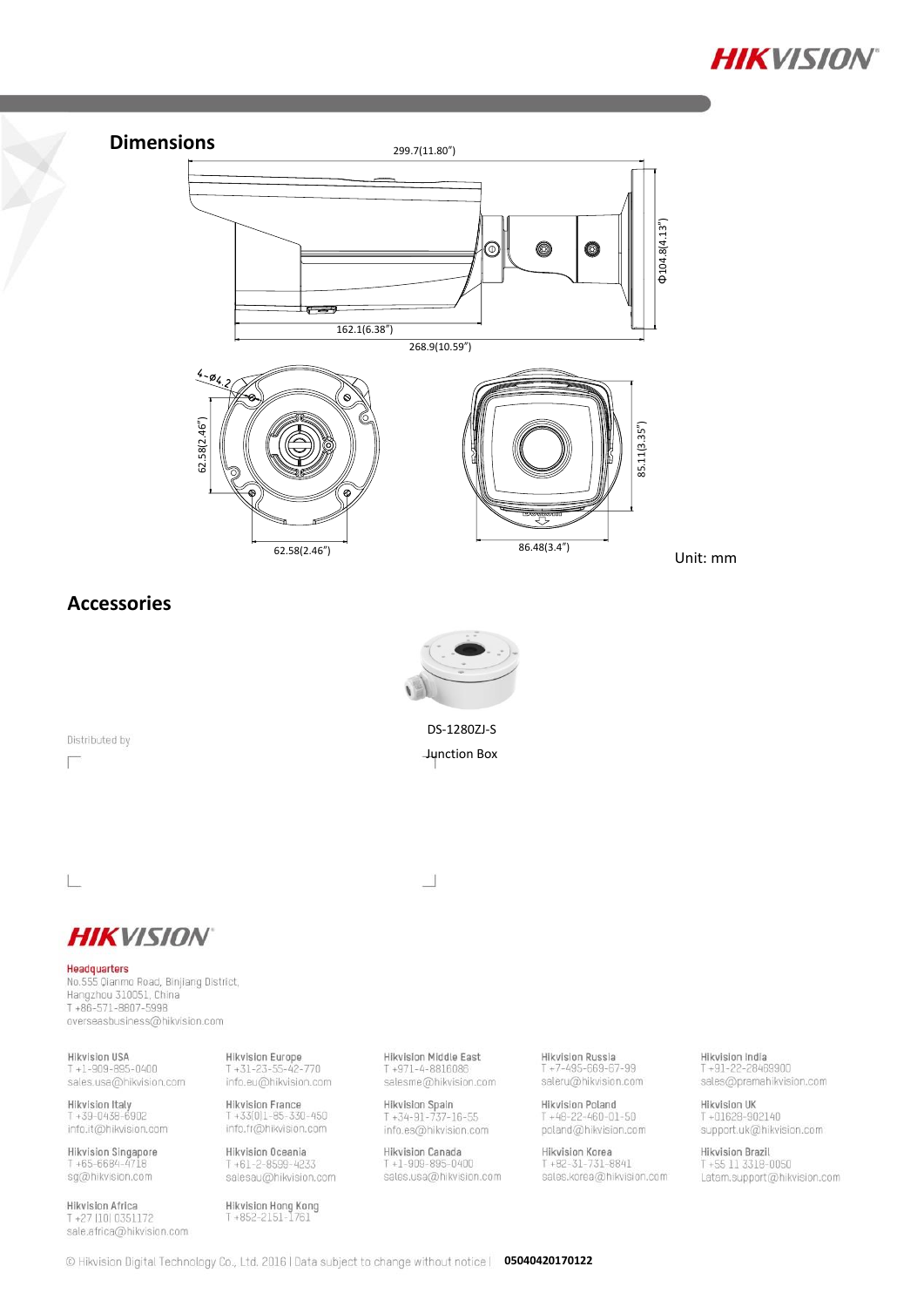## Dimensions

299.7(11.80")

Φ104.8(4.13")

162.1(6.38")

268.9(10.59")

4-Φ4.2

62.58(2.46")

62.58(2.46")

85.11(3.35")

86.48(3.4")

Unit: mm

## Accessories

DS-1280ZJ-S

Junction Box

Distributed by

**HIKVISION**

Headquarters
No.555 Qianmo Road, Binjiang District,
Hangzhou 310051, China
T +86-571-8807-5998
overseasbusiness@hikvision.com

Hikvision USA
T +1-909-895-0400
sales.usa@hikvision.com

Hikvision Europe
T +31-23-55-42-770
info.eu@hikvision.com

Hikvision Middle East
T +971-4-8816086
salesme@hikvision.com

Hikvision Russia
T +7-495-669-67-99
saleru@hikvision.com

Hikvision India
T +91-22-28469900
sales@pramahikvision.com

Hikvision Italy
T +39-0438-6902
info.it@hikvision.com

Hikvision France
T +33(0)1-85-330-450
info.fr@hikvision.com

Hikvision Spain
T +34-91-737-16-55
info.es@hikvision.com

Hikvision Poland
T +48-22-460-01-50
poland@hikvision.com

Hikvision UK
T +01628-902140
support.uk@hikvision.com

Hikvision Singapore
T +65-6684-4718
sg@hikvision.com

Hikvision Oceania
T +61-2-8599-4233
salesau@hikvision.com

Hikvision Canada
T +1-909-895-0400
sales.usa@hikvision.com

Hikvision Korea
T +82-31-731-8841
sales.korea@hikvision.com

Hikvision Brazil
T +55 11 3318-0050
Latam.support@hikvision.com

Hikvision Africa
T +27 (10) 0351172
sale.africa@hikvision.com

Hikvision Hong Kong
T +852-2151-1761

© Hikvision Digital Technology Co., Ltd. 2016 | Data subject to change without notice | **05040420170122**